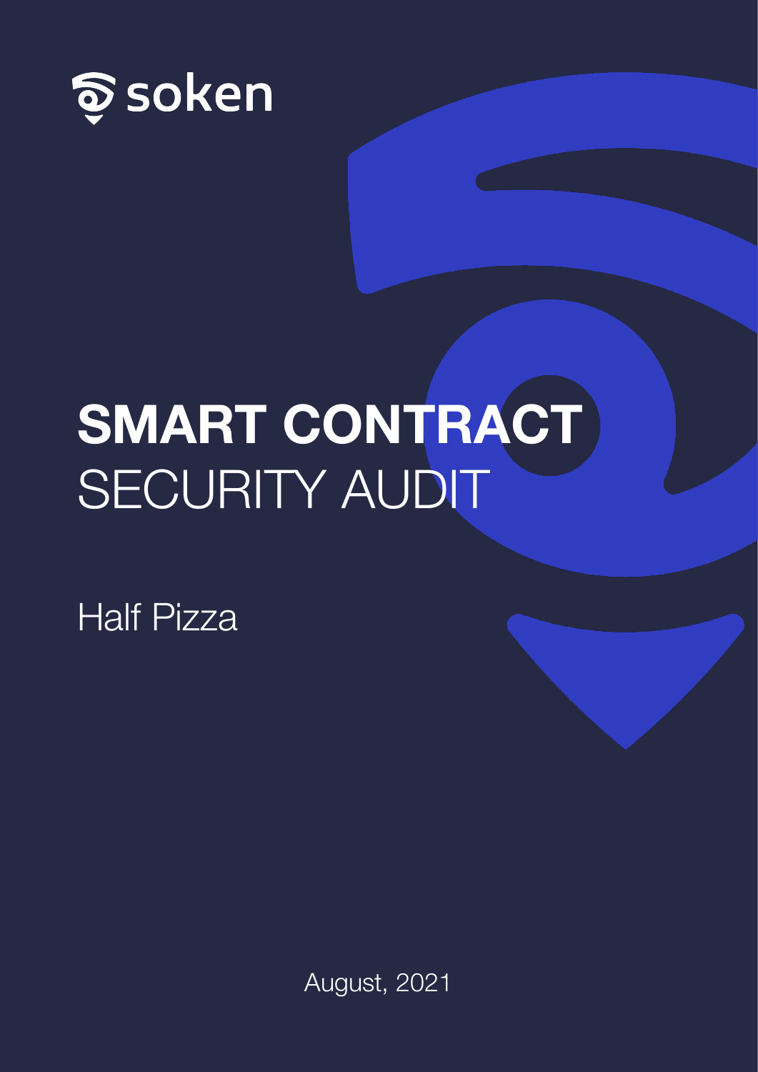soken

# **SMART CONTRACT** SECURITY AUDIT

Half Pizza

August, 2021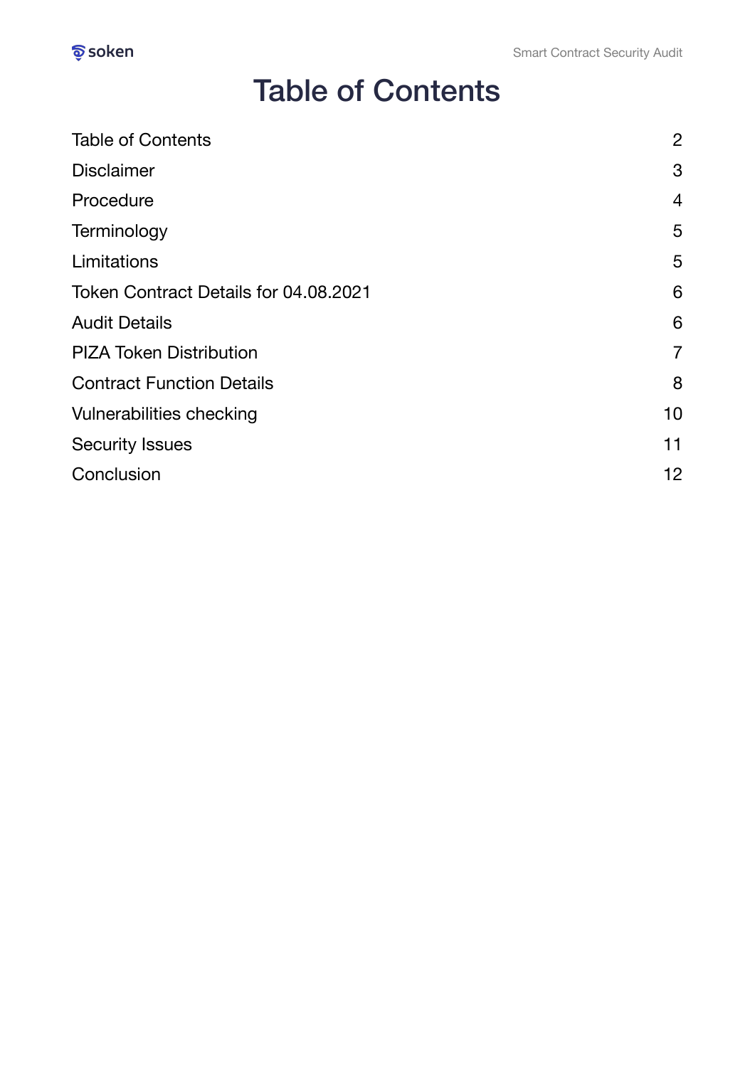# Table of Contents

| | |
|---|---|
| Table of Contents | 2 |
| Disclaimer | 3 |
| Procedure | 4 |
| Terminology | 5 |
| Limitations | 5 |
| Token Contract Details for 04.08.2021 | 6 |
| Audit Details | 6 |
| PIZA Token Distribution | 7 |
| Contract Function Details | 8 |
| Vulnerabilities checking | 10 |
| Security Issues | 11 |
| Conclusion | 12 |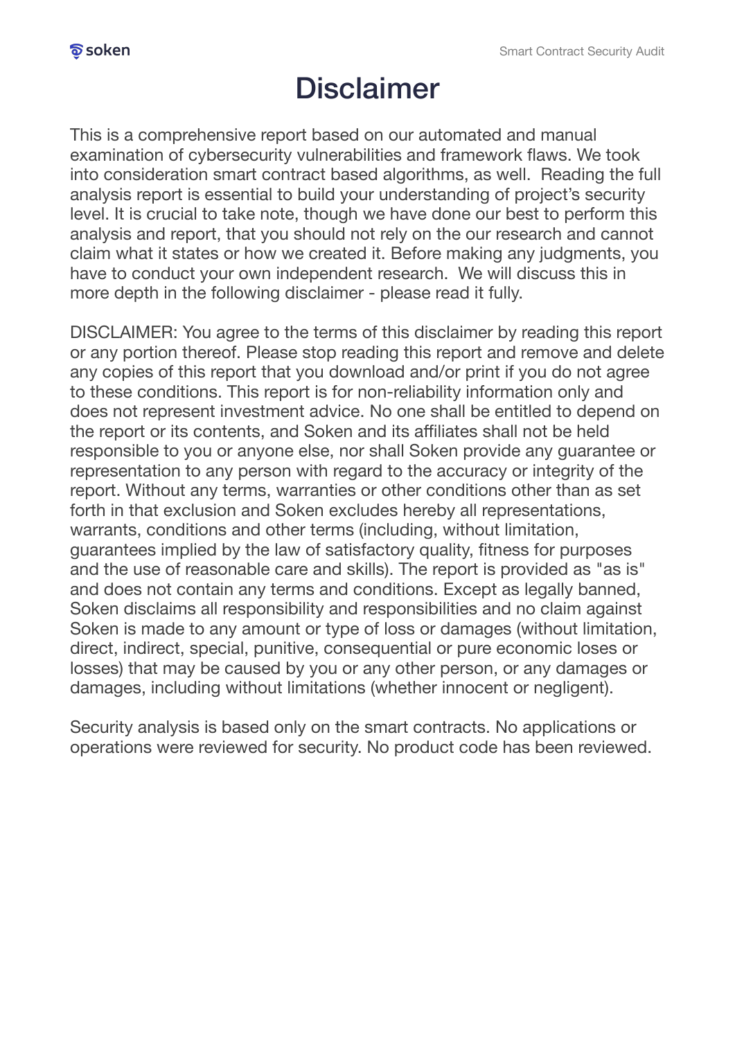# Disclaimer

This is a comprehensive report based on our automated and manual examination of cybersecurity vulnerabilities and framework flaws. We took into consideration smart contract based algorithms, as well. Reading the full analysis report is essential to build your understanding of project's security level. It is crucial to take note, though we have done our best to perform this analysis and report, that you should not rely on the our research and cannot claim what it states or how we created it. Before making any judgments, you have to conduct your own independent research. We will discuss this in more depth in the following disclaimer - please read it fully.

DISCLAIMER: You agree to the terms of this disclaimer by reading this report or any portion thereof. Please stop reading this report and remove and delete any copies of this report that you download and/or print if you do not agree to these conditions. This report is for non-reliability information only and does not represent investment advice. No one shall be entitled to depend on the report or its contents, and Soken and its affiliates shall not be held responsible to you or anyone else, nor shall Soken provide any guarantee or representation to any person with regard to the accuracy or integrity of the report. Without any terms, warranties or other conditions other than as set forth in that exclusion and Soken excludes hereby all representations, warrants, conditions and other terms (including, without limitation, guarantees implied by the law of satisfactory quality, fitness for purposes and the use of reasonable care and skills). The report is provided as "as is" and does not contain any terms and conditions. Except as legally banned, Soken disclaims all responsibility and responsibilities and no claim against Soken is made to any amount or type of loss or damages (without limitation, direct, indirect, special, punitive, consequential or pure economic loses or losses) that may be caused by you or any other person, or any damages or damages, including without limitations (whether innocent or negligent).

Security analysis is based only on the smart contracts. No applications or operations were reviewed for security. No product code has been reviewed.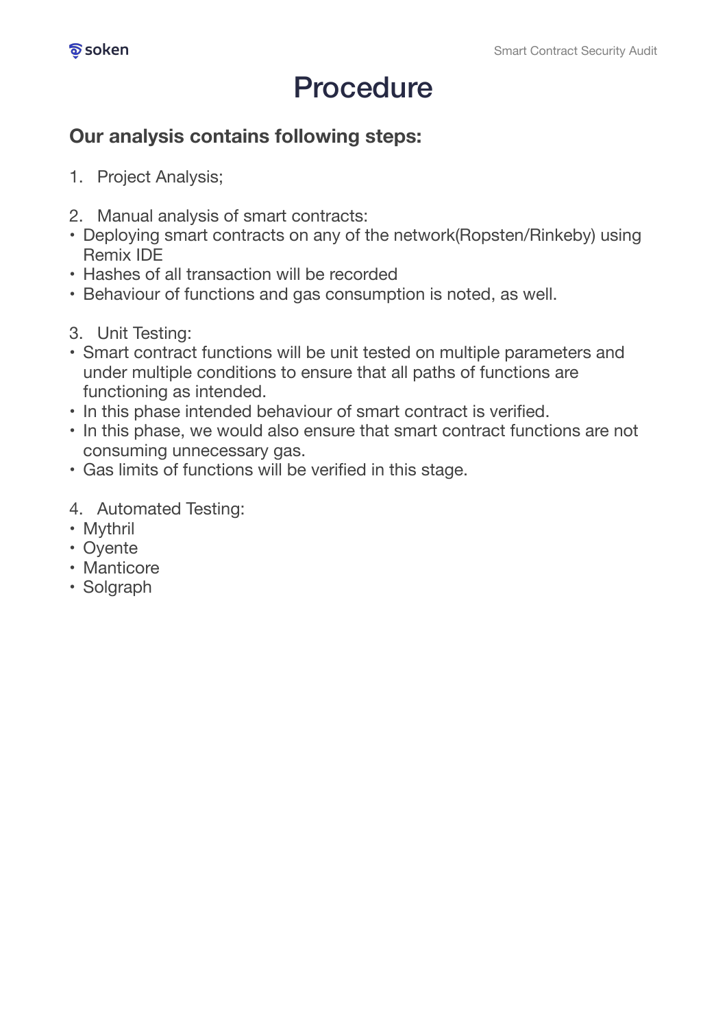# Procedure

### Our analysis contains following steps:

1. Project Analysis;

2. Manual analysis of smart contracts:
- Deploying smart contracts on any of the network(Ropsten/Rinkeby) using Remix IDE
- Hashes of all transaction will be recorded
- Behaviour of functions and gas consumption is noted, as well.

3. Unit Testing:
- Smart contract functions will be unit tested on multiple parameters and under multiple conditions to ensure that all paths of functions are functioning as intended.
- In this phase intended behaviour of smart contract is verified.
- In this phase, we would also ensure that smart contract functions are not consuming unnecessary gas.
- Gas limits of functions will be verified in this stage.

4. Automated Testing:
- Mythril
- Oyente
- Manticore
- Solgraph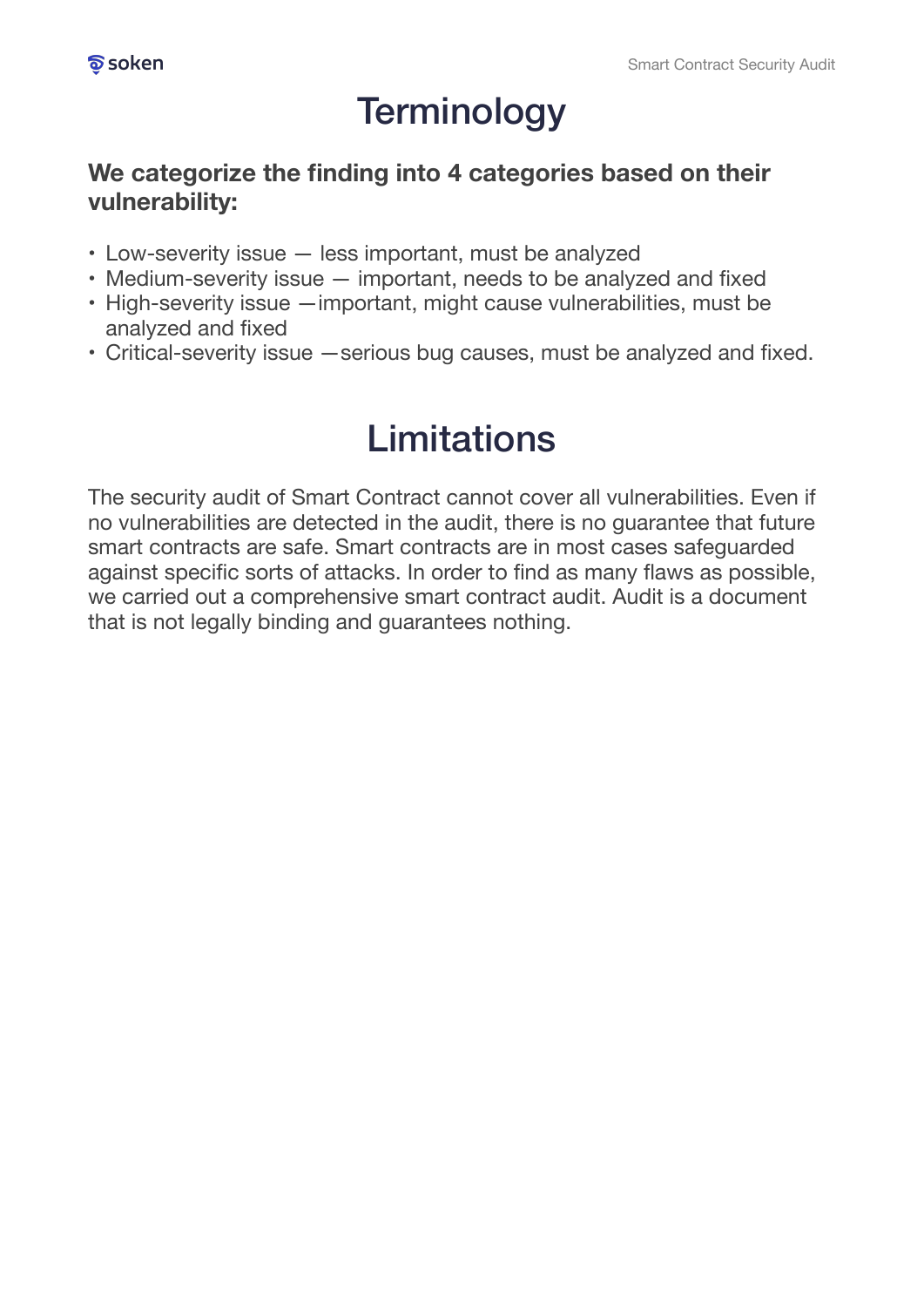# Terminology

**We categorize the finding into 4 categories based on their vulnerability:**

- Low-severity issue — less important, must be analyzed
- Medium-severity issue — important, needs to be analyzed and fixed
- High-severity issue —important, might cause vulnerabilities, must be analyzed and fixed
- Critical-severity issue —serious bug causes, must be analyzed and fixed.

# Limitations

The security audit of Smart Contract cannot cover all vulnerabilities. Even if no vulnerabilities are detected in the audit, there is no guarantee that future smart contracts are safe. Smart contracts are in most cases safeguarded against specific sorts of attacks. In order to find as many flaws as possible, we carried out a comprehensive smart contract audit. Audit is a document that is not legally binding and guarantees nothing.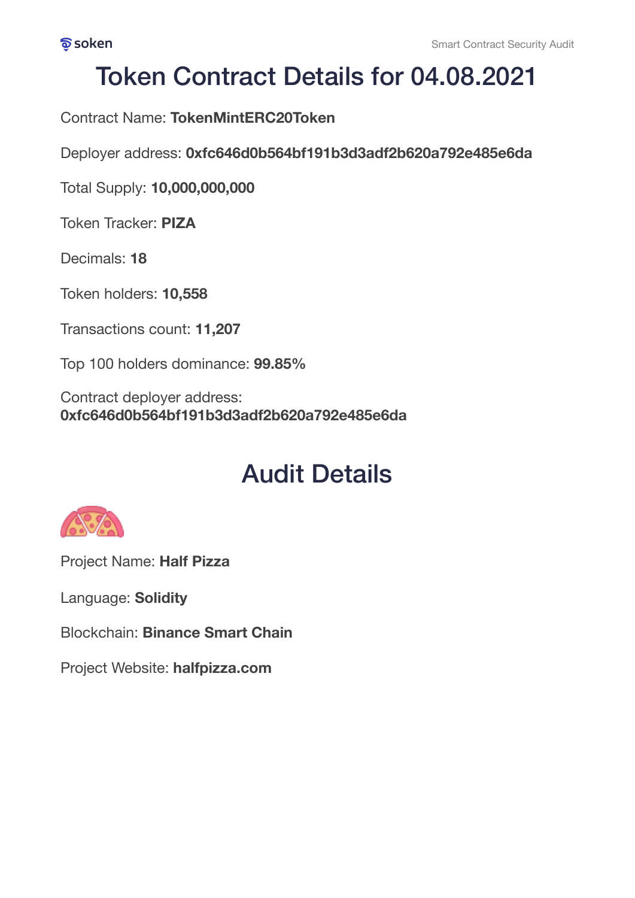# Token Contract Details for 04.08.2021

Contract Name: **TokenMintERC20Token**

Deployer address: **0xfc646d0b564bf191b3d3adf2b620a792e485e6da**

Total Supply: **10,000,000,000**

Token Tracker: **PIZA**

Decimals: **18**

Token holders: **10,558**

Transactions count: **11,207**

Top 100 holders dominance: **99.85%**

Contract deployer address:
**0xfc646d0b564bf191b3d3adf2b620a792e485e6da**

# Audit Details

Project Name: **Half Pizza**

Language: **Solidity**

Blockchain: **Binance Smart Chain**

Project Website: **halfpizza.com**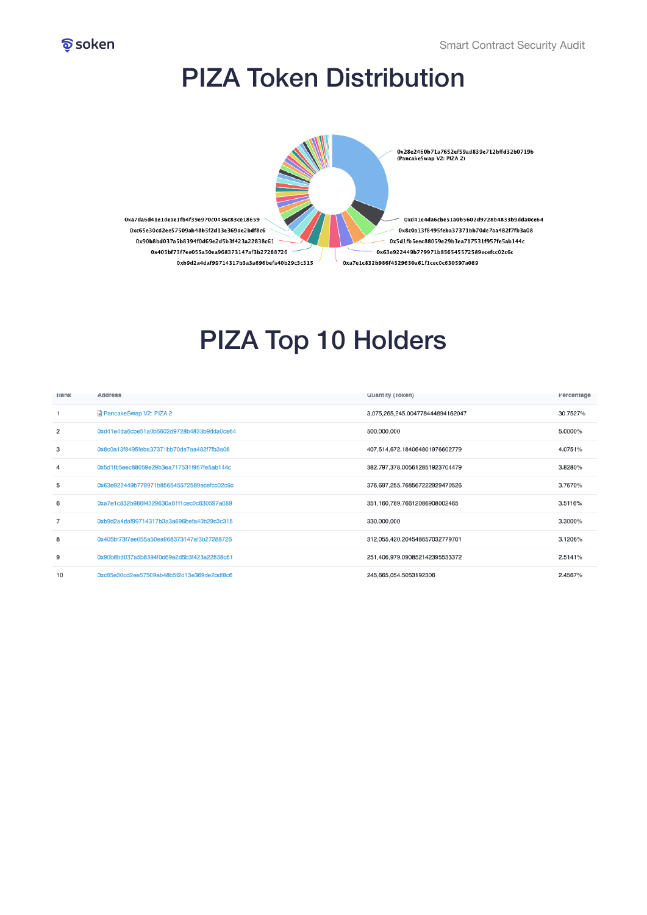# PIZA Token Distribution

0x28e2460b71a7652ef59ad839e712bffd32b0719b (PancakeSwap V2: PIZA 2)

0xd41e4da6cbe51a0b5602d9728b4833b9dda0ce64

0x8c0a13f8495feba37371bb70de7aa482f7fb3a08

0x5d1fb5eec88059e29b3ea717531f957fe5ab144c

0x63e922449b779971b856545572589ecefcc02c6c

0xa7e1c832b986f4329630a61f1cec0c630597a089

0xb9d2a4daf99714317b3a3a696befa40b29c3c315

0x405bf73f7ee055a50ea968373147af3b27288726

0x90b8bd037a5b8394f0d69e2d5b3f423a22838c61

0xc65e30cd2ee57509ab48b5f2d13e369de2bdf8c6

0xa7da6d41e1deae1fb4f39e970c0436c83ce18659

# PIZA Top 10 Holders

| Rank | Address | Quantity (Token) | Percentage |
|---|---|---|---|
| 1 | PancakeSwap V2: PIZA 2 | 3,075,265,245.004778444894162047 | 30.7527% |
| 2 | 0xd41e4da6cbe51a0b5602d9728b4833b9dda0ce64 | 500,000,000 | 5.0000% |
| 3 | 0x8c0a13f8495feba37371bb70de7aa482f7fb3a08 | 407,514,672.184064801976602779 | 4.0751% |
| 4 | 0x5d1fb5eec88059e29b3ea717531f957fe5ab144c | 382,797,378.005612851923704479 | 3.8280% |
| 5 | 0x63e922449b779971b856545572589ecefcc02c6c | 376,697,255.768567222929470526 | 3.7670% |
| 6 | 0xa7e1c832b986f4329630a61f1cec0c630597a089 | 351,160,789.766120869908002465 | 3.5116% |
| 7 | 0xb9d2a4daf99714317b3a3a696befa40b29c3c315 | 330,000,000 | 3.3000% |
| 8 | 0x405bf73f7ee055a50ea968373147af3b27288726 | 312,055,420.204548657032779701 | 3.1206% |
| 9 | 0x90b8bd037a5b8394f0d69e2d5b3f423a22838c61 | 251,406,979.090852142395533372 | 2.5141% |
| 10 | 0xc65e30cd2ee57509ab48b5f2d13e369de2bdf8c6 | 245,665,054.5053192306 | 2.4567% |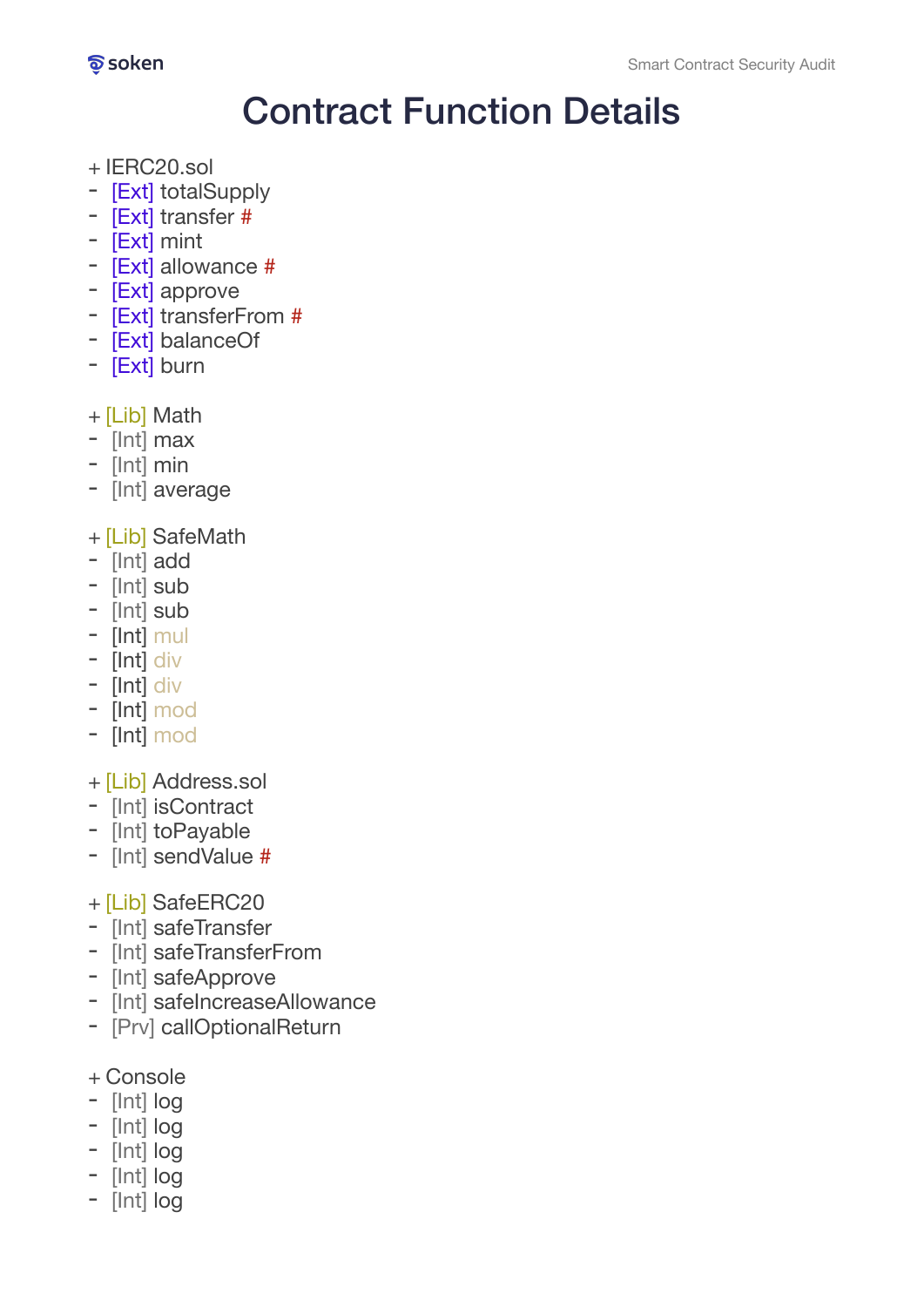# Contract Function Details

+ IERC20.sol
- [Ext] totalSupply
- [Ext] transfer #
- [Ext] mint
- [Ext] allowance #
- [Ext] approve
- [Ext] transferFrom #
- [Ext] balanceOf
- [Ext] burn

+ [Lib] Math
- [Int] max
- [Int] min
- [Int] average

+ [Lib] SafeMath
- [Int] add
- [Int] sub
- [Int] sub
- [Int] mul
- [Int] div
- [Int] div
- [Int] mod
- [Int] mod

+ [Lib] Address.sol
- [Int] isContract
- [Int] toPayable
- [Int] sendValue #

+ [Lib] SafeERC20
- [Int] safeTransfer
- [Int] safeTransferFrom
- [Int] safeApprove
- [Int] safeIncreaseAllowance
- [Prv] callOptionalReturn

+ Console
- [Int] log
- [Int] log
- [Int] log
- [Int] log
- [Int] log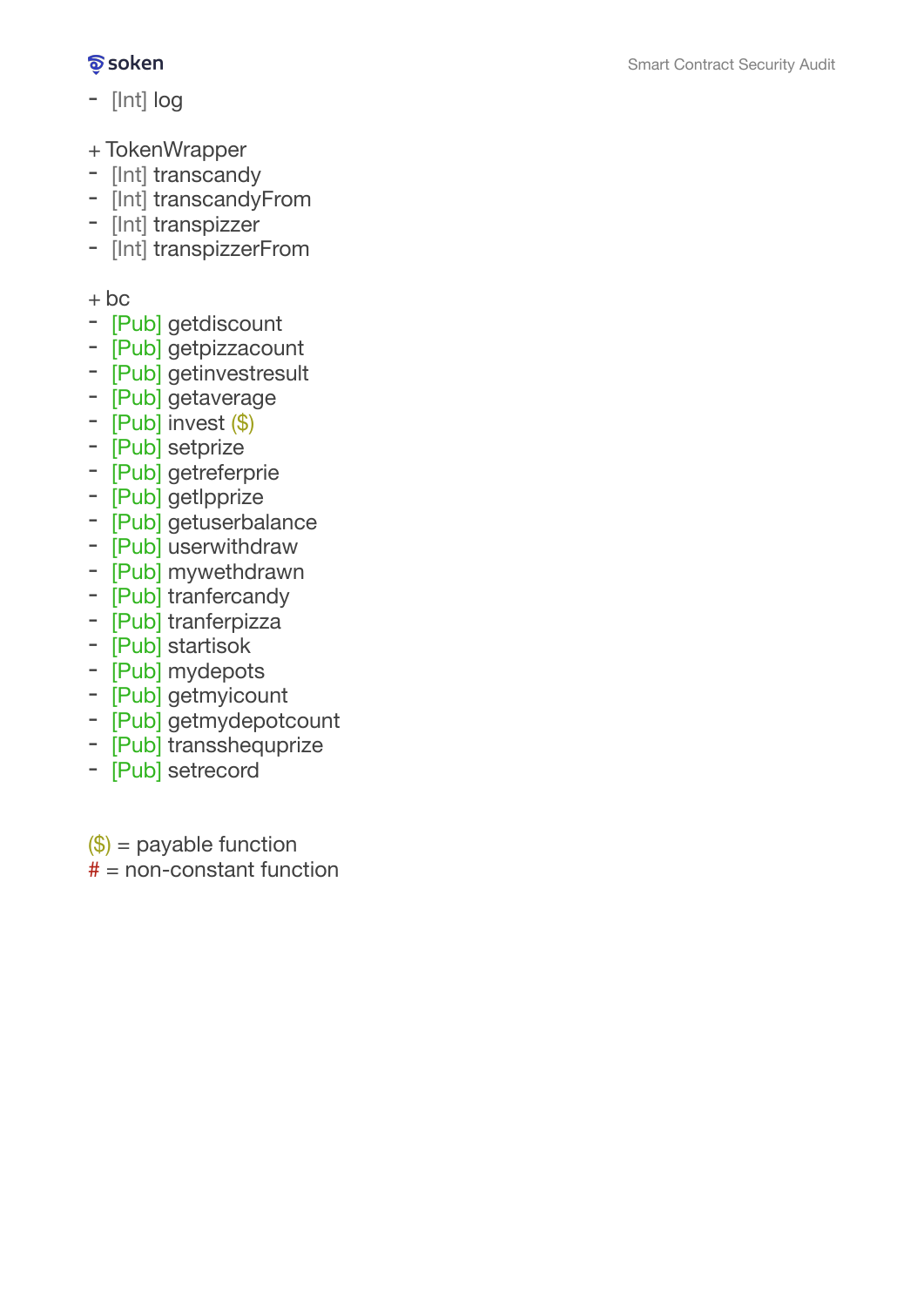- [Int] log

+ TokenWrapper
- [Int] transcandy
- [Int] transcandyFrom
- [Int] transpizzer
- [Int] transpizzerFrom

+ bc
- [Pub] getdiscount
- [Pub] getpizzacount
- [Pub] getinvestresult
- [Pub] getaverage
- [Pub] invest ($)
- [Pub] setprize
- [Pub] getreferprie
- [Pub] getlpprize
- [Pub] getuserbalance
- [Pub] userwithdraw
- [Pub] mywethdrawn
- [Pub] tranfercandy
- [Pub] tranferpizza
- [Pub] startisok
- [Pub] mydepots
- [Pub] getmyicount
- [Pub] getmydepotcount
- [Pub] transshequprize
- [Pub] setrecord

($) = payable function
# = non-constant function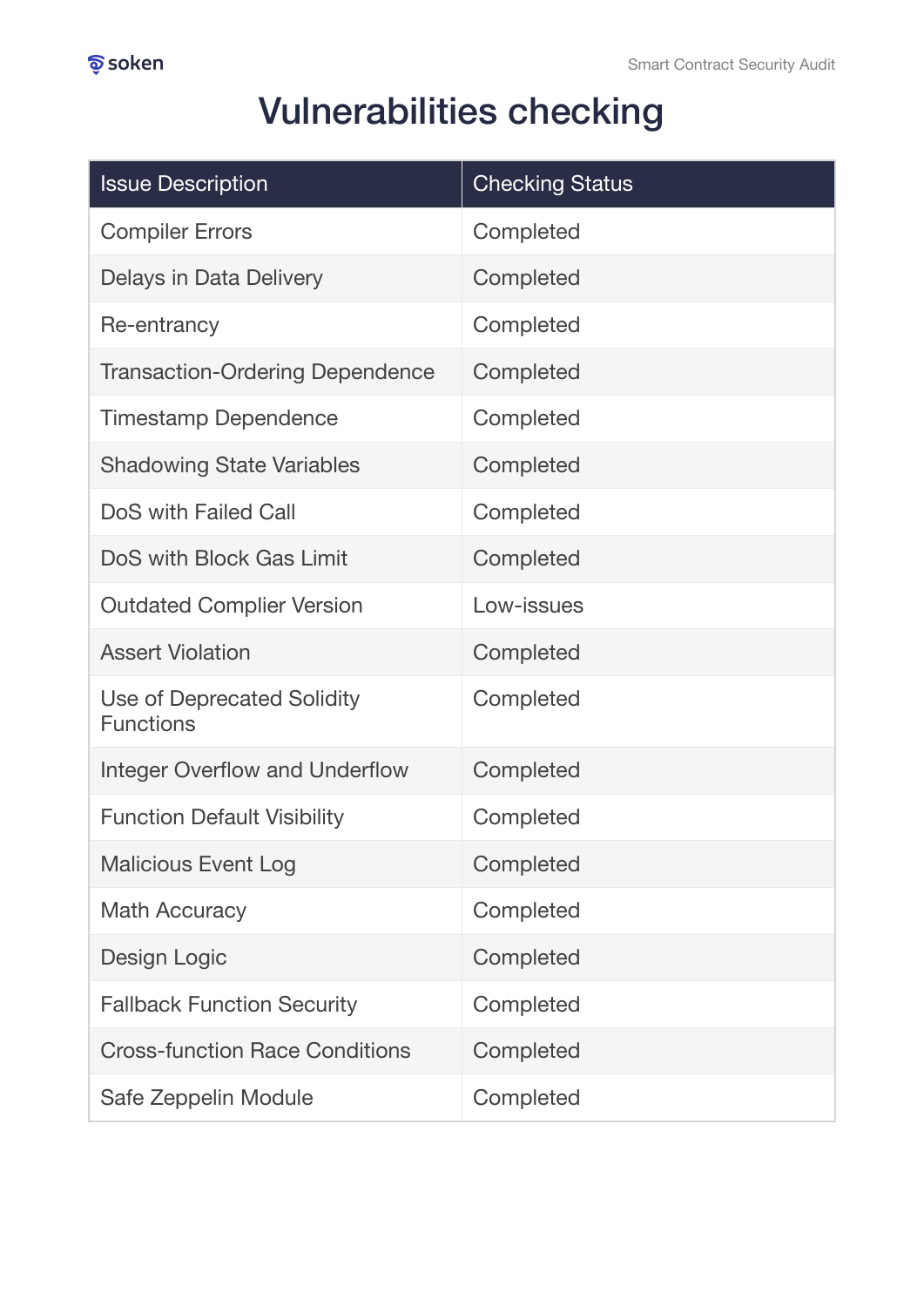# Vulnerabilities checking

| Issue Description | Checking Status |
| --- | --- |
| Compiler Errors | Completed |
| Delays in Data Delivery | Completed |
| Re-entrancy | Completed |
| Transaction-Ordering Dependence | Completed |
| Timestamp Dependence | Completed |
| Shadowing State Variables | Completed |
| DoS with Failed Call | Completed |
| DoS with Block Gas Limit | Completed |
| Outdated Complier Version | Low-issues |
| Assert Violation | Completed |
| Use of Deprecated Solidity Functions | Completed |
| Integer Overflow and Underflow | Completed |
| Function Default Visibility | Completed |
| Malicious Event Log | Completed |
| Math Accuracy | Completed |
| Design Logic | Completed |
| Fallback Function Security | Completed |
| Cross-function Race Conditions | Completed |
| Safe Zeppelin Module | Completed |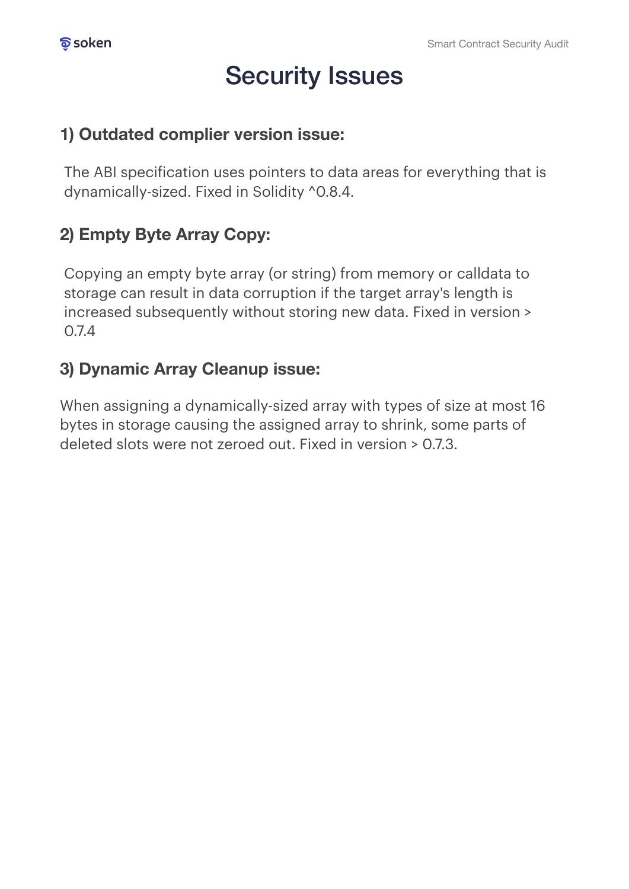# Security Issues

### 1) Outdated complier version issue:

The ABI specification uses pointers to data areas for everything that is dynamically-sized. Fixed in Solidity ^0.8.4.

### 2) Empty Byte Array Copy:

Copying an empty byte array (or string) from memory or calldata to storage can result in data corruption if the target array's length is increased subsequently without storing new data. Fixed in version > 0.7.4

### 3) Dynamic Array Cleanup issue:

When assigning a dynamically-sized array with types of size at most 16 bytes in storage causing the assigned array to shrink, some parts of deleted slots were not zeroed out. Fixed in version > 0.7.3.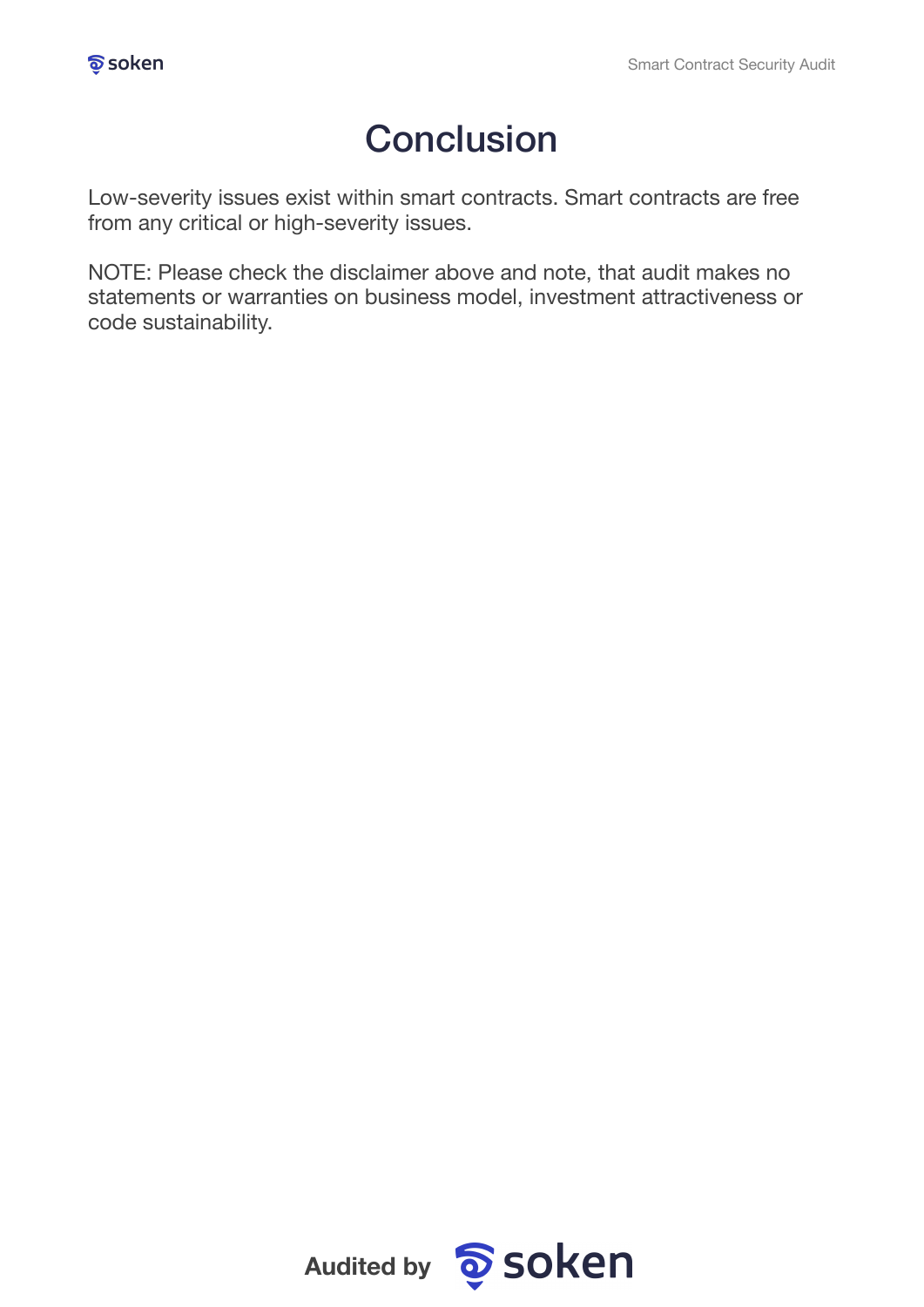# Conclusion

Low-severity issues exist within smart contracts. Smart contracts are free from any critical or high-severity issues.

NOTE: Please check the disclaimer above and note, that audit makes no statements or warranties on business model, investment attractiveness or code sustainability.

**Audited by** soken